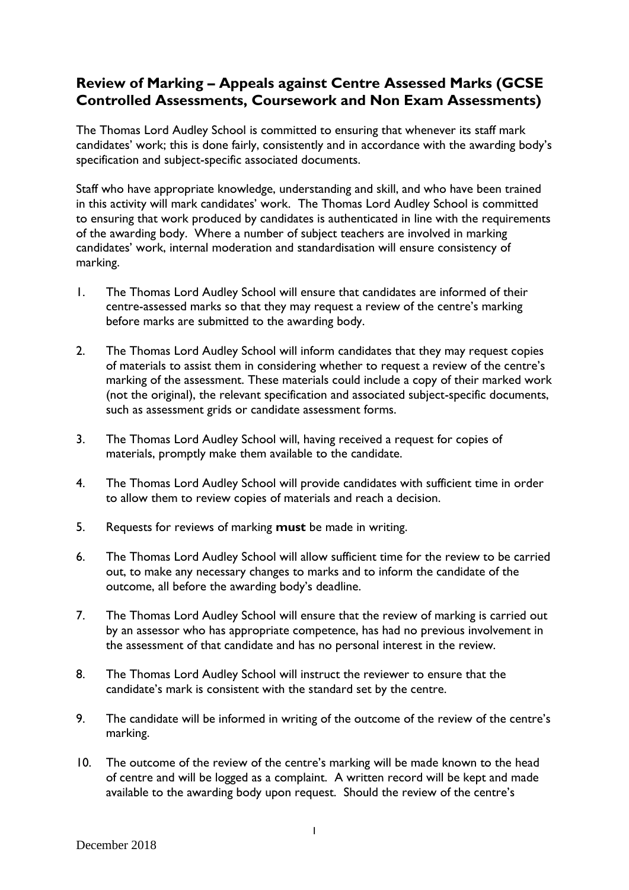## Review of Marking – Appeals against Centre Assessed Marks (GCSE Controlled Assessments, Coursework and Non Exam Assessments)

The Thomas Lord Audley School is committed to ensuring that whenever its staff mark candidates' work; this is done fairly, consistently and in accordance with the awarding body's specification and subject-specific associated documents.

Staff who have appropriate knowledge, understanding and skill, and who have been trained in this activity will mark candidates' work. The Thomas Lord Audley School is committed to ensuring that work produced by candidates is authenticated in line with the requirements of the awarding body. Where a number of subject teachers are involved in marking candidates' work, internal moderation and standardisation will ensure consistency of marking.

1. The Thomas Lord Audley School will ensure that candidates are informed of their centre-assessed marks so that they may request a review of the centre's marking before marks are submitted to the awarding body.

2. The Thomas Lord Audley School will inform candidates that they may request copies of materials to assist them in considering whether to request a review of the centre's marking of the assessment. These materials could include a copy of their marked work (not the original), the relevant specification and associated subject-specific documents, such as assessment grids or candidate assessment forms.

3. The Thomas Lord Audley School will, having received a request for copies of materials, promptly make them available to the candidate.

4. The Thomas Lord Audley School will provide candidates with sufficient time in order to allow them to review copies of materials and reach a decision.

5. Requests for reviews of marking **must** be made in writing.

6. The Thomas Lord Audley School will allow sufficient time for the review to be carried out, to make any necessary changes to marks and to inform the candidate of the outcome, all before the awarding body's deadline.

7. The Thomas Lord Audley School will ensure that the review of marking is carried out by an assessor who has appropriate competence, has had no previous involvement in the assessment of that candidate and has no personal interest in the review.

8. The Thomas Lord Audley School will instruct the reviewer to ensure that the candidate's mark is consistent with the standard set by the centre.

9. The candidate will be informed in writing of the outcome of the review of the centre's marking.

10. The outcome of the review of the centre's marking will be made known to the head of centre and will be logged as a complaint. A written record will be kept and made available to the awarding body upon request. Should the review of the centre's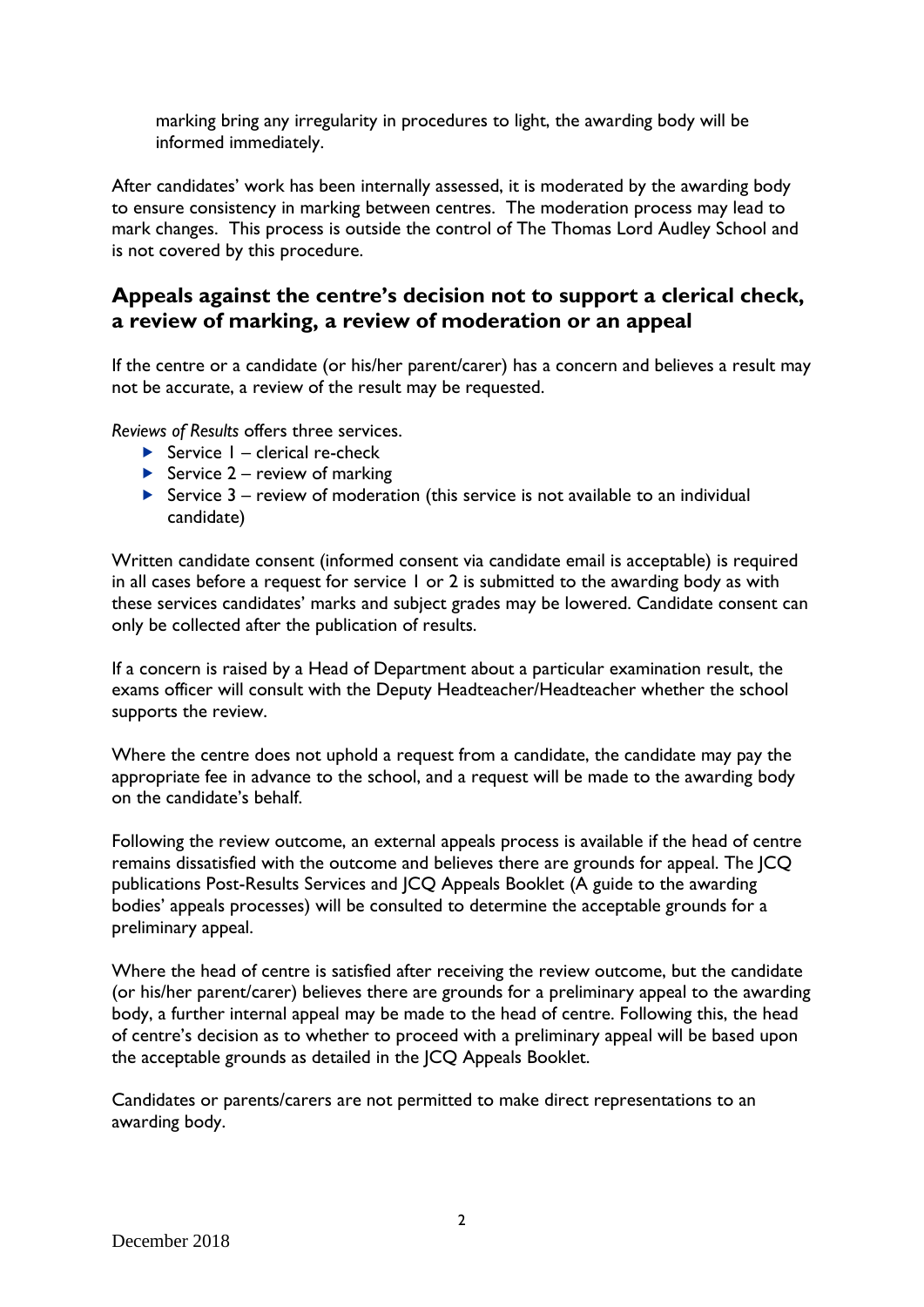marking bring any irregularity in procedures to light, the awarding body will be informed immediately.

After candidates' work has been internally assessed, it is moderated by the awarding body to ensure consistency in marking between centres. The moderation process may lead to mark changes. This process is outside the control of The Thomas Lord Audley School and is not covered by this procedure.

## Appeals against the centre's decision not to support a clerical check, a review of marking, a review of moderation or an appeal

If the centre or a candidate (or his/her parent/carer) has a concern and believes a result may not be accurate, a review of the result may be requested.

*Reviews of Results* offers three services.

- Service 1 – clerical re-check
- Service 2 – review of marking
- Service 3 – review of moderation (this service is not available to an individual candidate)

Written candidate consent (informed consent via candidate email is acceptable) is required in all cases before a request for service 1 or 2 is submitted to the awarding body as with these services candidates' marks and subject grades may be lowered. Candidate consent can only be collected after the publication of results.

If a concern is raised by a Head of Department about a particular examination result, the exams officer will consult with the Deputy Headteacher/Headteacher whether the school supports the review.

Where the centre does not uphold a request from a candidate, the candidate may pay the appropriate fee in advance to the school, and a request will be made to the awarding body on the candidate's behalf.

Following the review outcome, an external appeals process is available if the head of centre remains dissatisfied with the outcome and believes there are grounds for appeal. The JCQ publications Post-Results Services and JCQ Appeals Booklet (A guide to the awarding bodies' appeals processes) will be consulted to determine the acceptable grounds for a preliminary appeal.

Where the head of centre is satisfied after receiving the review outcome, but the candidate (or his/her parent/carer) believes there are grounds for a preliminary appeal to the awarding body, a further internal appeal may be made to the head of centre. Following this, the head of centre's decision as to whether to proceed with a preliminary appeal will be based upon the acceptable grounds as detailed in the JCQ Appeals Booklet.

Candidates or parents/carers are not permitted to make direct representations to an awarding body.

December 2018